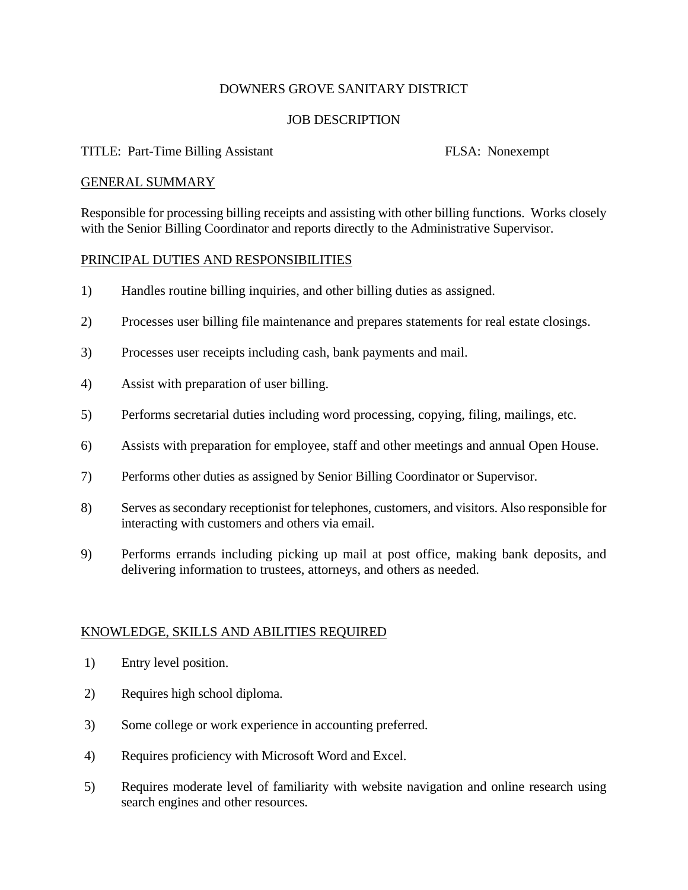# DOWNERS GROVE SANITARY DISTRICT

## JOB DESCRIPTION

TITLE: Part-Time Billing Assistant FLSA: Nonexempt

### GENERAL SUMMARY

Responsible for processing billing receipts and assisting with other billing functions. Works closely with the Senior Billing Coordinator and reports directly to the Administrative Supervisor.

### PRINCIPAL DUTIES AND RESPONSIBILITIES

1) Handles routine billing inquiries, and other billing duties as assigned.

2) Processes user billing file maintenance and prepares statements for real estate closings.

3) Processes user receipts including cash, bank payments and mail.

4) Assist with preparation of user billing.

5) Performs secretarial duties including word processing, copying, filing, mailings, etc.

6) Assists with preparation for employee, staff and other meetings and annual Open House.

7) Performs other duties as assigned by Senior Billing Coordinator or Supervisor.

8) Serves as secondary receptionist for telephones, customers, and visitors. Also responsible for interacting with customers and others via email.

9) Performs errands including picking up mail at post office, making bank deposits, and delivering information to trustees, attorneys, and others as needed.

### KNOWLEDGE, SKILLS AND ABILITIES REQUIRED

1) Entry level position.

2) Requires high school diploma.

3) Some college or work experience in accounting preferred.

4) Requires proficiency with Microsoft Word and Excel.

5) Requires moderate level of familiarity with website navigation and online research using search engines and other resources.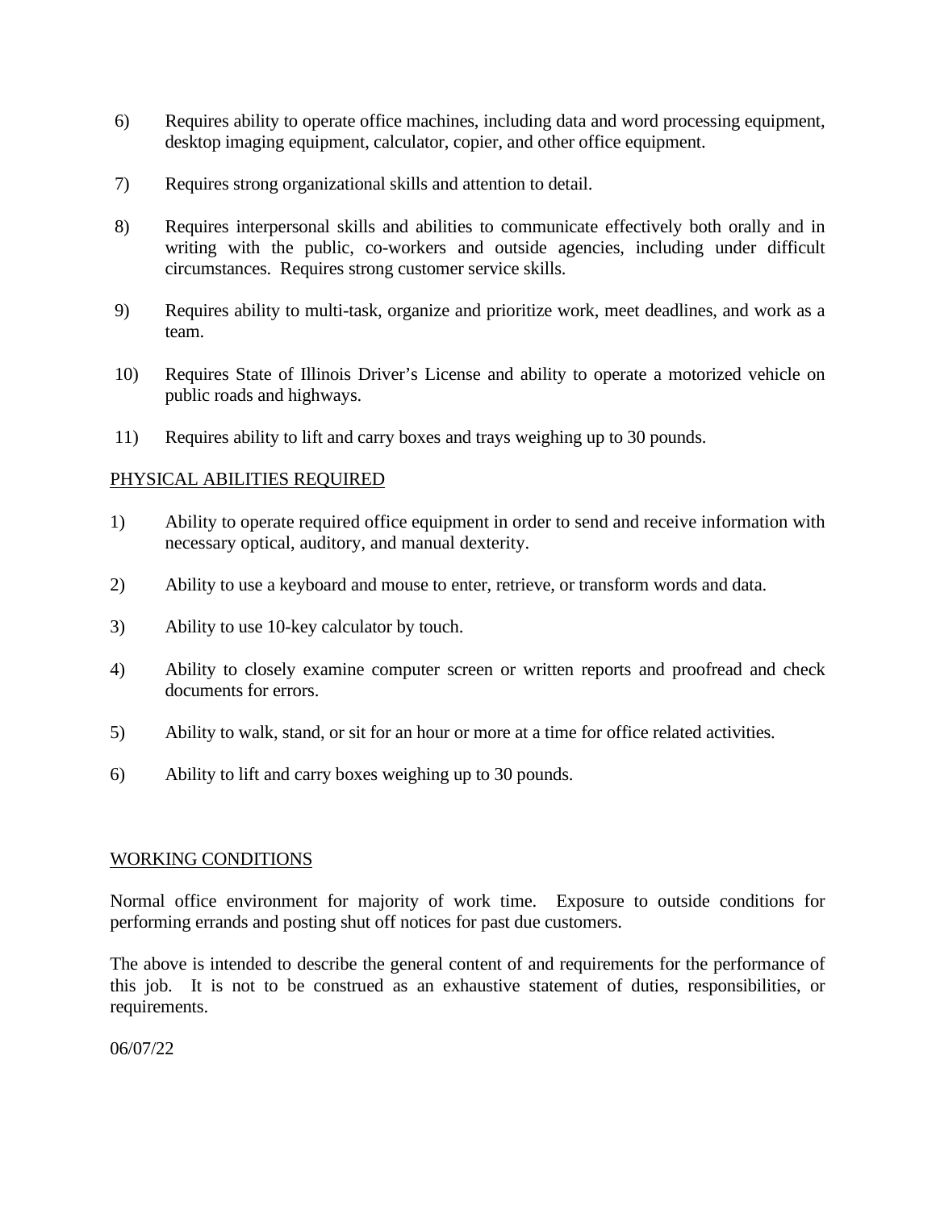6) Requires ability to operate office machines, including data and word processing equipment, desktop imaging equipment, calculator, copier, and other office equipment.

7) Requires strong organizational skills and attention to detail.

8) Requires interpersonal skills and abilities to communicate effectively both orally and in writing with the public, co-workers and outside agencies, including under difficult circumstances. Requires strong customer service skills.

9) Requires ability to multi-task, organize and prioritize work, meet deadlines, and work as a team.

10) Requires State of Illinois Driver's License and ability to operate a motorized vehicle on public roads and highways.

11) Requires ability to lift and carry boxes and trays weighing up to 30 pounds.

## PHYSICAL ABILITIES REQUIRED

1) Ability to operate required office equipment in order to send and receive information with necessary optical, auditory, and manual dexterity.

2) Ability to use a keyboard and mouse to enter, retrieve, or transform words and data.

3) Ability to use 10-key calculator by touch.

4) Ability to closely examine computer screen or written reports and proofread and check documents for errors.

5) Ability to walk, stand, or sit for an hour or more at a time for office related activities.

6) Ability to lift and carry boxes weighing up to 30 pounds.

## WORKING CONDITIONS

Normal office environment for majority of work time. Exposure to outside conditions for performing errands and posting shut off notices for past due customers.

The above is intended to describe the general content of and requirements for the performance of this job. It is not to be construed as an exhaustive statement of duties, responsibilities, or requirements.

06/07/22